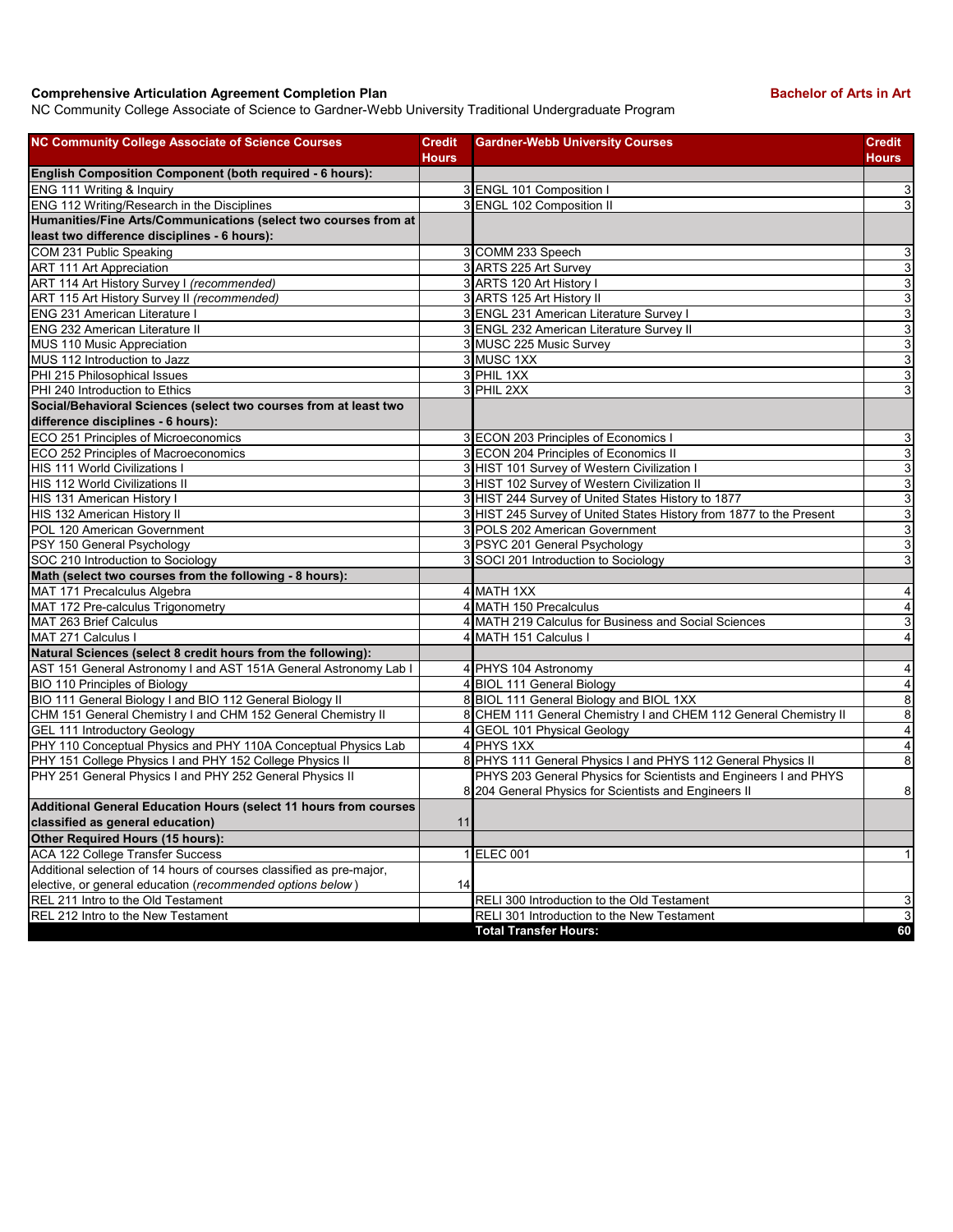**Comprehensive Articulation Agreement Completion Plan** **Bachelor of Arts in Art**

NC Community College Associate of Science to Gardner-Webb University Traditional Undergraduate Program

| NC Community College Associate of Science Courses | Credit Hours | Gardner-Webb University Courses | Credit Hours |
|---|---|---|---|
| **English Composition Component (both required - 6 hours):** | | | |
| ENG 111 Writing & Inquiry | 3 | ENGL 101 Composition I | 3 |
| ENG 112 Writing/Research in the Disciplines | 3 | ENGL 102 Composition II | 3 |
| **Humanities/Fine Arts/Communications (select two courses from at least two difference disciplines - 6 hours):** | | | |
| COM 231 Public Speaking | 3 | COMM 233 Speech | 3 |
| ART 111 Art Appreciation | 3 | ARTS 225 Art Survey | 3 |
| ART 114 Art History Survey I *(recommended)* | 3 | ARTS 120 Art History I | 3 |
| ART 115 Art History Survey II *(recommended)* | 3 | ARTS 125 Art History II | 3 |
| ENG 231 American Literature I | 3 | ENGL 231 American Literature Survey I | 3 |
| ENG 232 American Literature II | 3 | ENGL 232 American Literature Survey II | 3 |
| MUS 110 Music Appreciation | 3 | MUSC 225 Music Survey | 3 |
| MUS 112 Introduction to Jazz | 3 | MUSC 1XX | 3 |
| PHI 215 Philosophical Issues | 3 | PHIL 1XX | 3 |
| PHI 240 Introduction to Ethics | 3 | PHIL 2XX | 3 |
| **Social/Behavioral Sciences (select two courses from at least two difference disciplines - 6 hours):** | | | |
| ECO 251 Principles of Microeconomics | 3 | ECON 203 Principles of Economics I | 3 |
| ECO 252 Principles of Macroeconomics | 3 | ECON 204 Principles of Economics II | 3 |
| HIS 111 World Civilizations I | 3 | HIST 101 Survey of Western Civilization I | 3 |
| HIS 112 World Civilizations II | 3 | HIST 102 Survey of Western Civilization II | 3 |
| HIS 131 American History I | 3 | HIST 244 Survey of United States History to 1877 | 3 |
| HIS 132 American History II | 3 | HIST 245 Survey of United States History from 1877 to the Present | 3 |
| POL 120 American Government | 3 | POLS 202 American Government | 3 |
| PSY 150 General Psychology | 3 | PSYC 201 General Psychology | 3 |
| SOC 210 Introduction to Sociology | 3 | SOCI 201 Introduction to Sociology | 3 |
| **Math (select two courses from the following - 8 hours):** | | | |
| MAT 171 Precalculus Algebra | 4 | MATH 1XX | 4 |
| MAT 172 Pre-calculus Trigonometry | 4 | MATH 150 Precalculus | 4 |
| MAT 263 Brief Calculus | 4 | MATH 219 Calculus for Business and Social Sciences | 3 |
| MAT 271 Calculus I | 4 | MATH 151 Calculus I | 4 |
| **Natural Sciences (select 8 credit hours from the following):** | | | |
| AST 151 General Astronomy I and AST 151A General Astronomy Lab I | 4 | PHYS 104 Astronomy | 4 |
| BIO 110 Principles of Biology | 4 | BIOL 111 General Biology | 4 |
| BIO 111 General Biology I and BIO 112 General Biology II | 8 | BIOL 111 General Biology and BIOL 1XX | 8 |
| CHM 151 General Chemistry I and CHM 152 General Chemistry II | 8 | CHEM 111 General Chemistry I and CHEM 112 General Chemistry II | 8 |
| GEL 111 Introductory Geology | 4 | GEOL 101 Physical Geology | 4 |
| PHY 110 Conceptual Physics and PHY 110A Conceptual Physics Lab | 4 | PHYS 1XX | 4 |
| PHY 151 College Physics I and PHY 152 College Physics II | 8 | PHYS 111 General Physics I and PHYS 112 General Physics II | 8 |
| PHY 251 General Physics I and PHY 252 General Physics II | 8 | PHYS 203 General Physics for Scientists and Engineers I and PHYS 204 General Physics for Scientists and Engineers II | 8 |
| **Additional General Education Hours (select 11 hours from courses classified as general education)** | 11 | | |
| **Other Required Hours (15 hours):** | | | |
| ACA 122 College Transfer Success | 1 | ELEC 001 | 1 |
| Additional selection of 14 hours of courses classified as pre-major, elective, or general education (*recommended options below*) | 14 | | |
| REL 211 Intro to the Old Testament | | RELI 300 Introduction to the Old Testament | 3 |
| REL 212 Intro to the New Testament | | RELI 301 Introduction to the New Testament | 3 |
| | | **Total Transfer Hours:** | **60** |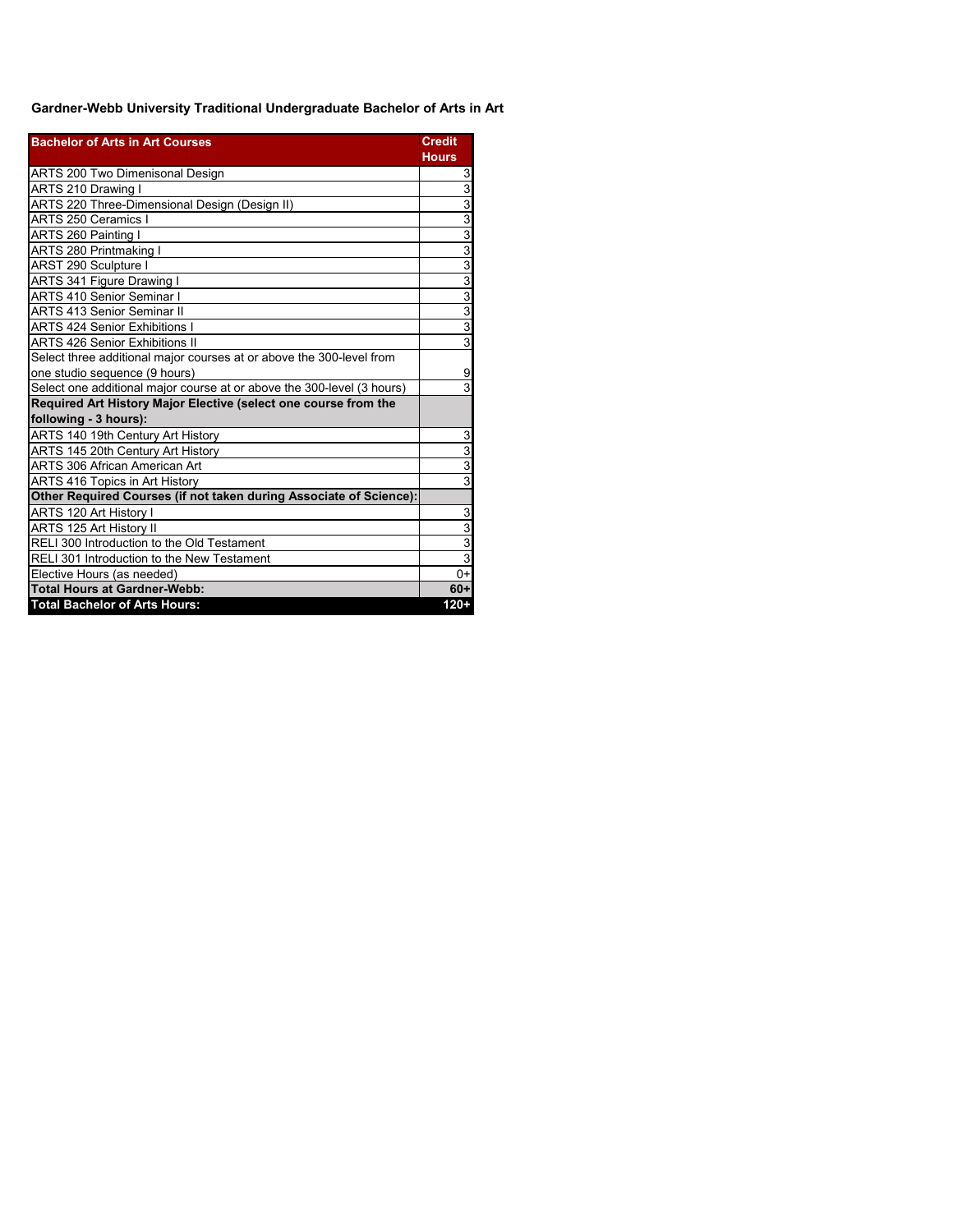**Gardner-Webb University Traditional Undergraduate Bachelor of Arts in Art**

| Bachelor of Arts in Art Courses | Credit Hours |
| --- | --- |
| ARTS 200 Two Dimenisonal Design | 3 |
| ARTS 210 Drawing I | 3 |
| ARTS 220 Three-Dimensional Design (Design II) | 3 |
| ARTS 250 Ceramics I | 3 |
| ARTS 260 Painting I | 3 |
| ARTS 280 Printmaking I | 3 |
| ARST 290 Sculpture I | 3 |
| ARTS 341 Figure Drawing I | 3 |
| ARTS 410 Senior Seminar I | 3 |
| ARTS 413 Senior Seminar II | 3 |
| ARTS 424 Senior Exhibitions I | 3 |
| ARTS 426 Senior Exhibitions II | 3 |
| Select three additional major courses at or above the 300-level from one studio sequence (9 hours) | 9 |
| Select one additional major course at or above the 300-level (3 hours) | 3 |
| **Required Art History Major Elective (select one course from the following - 3 hours):** | |
| ARTS 140 19th Century Art History | 3 |
| ARTS 145 20th Century Art History | 3 |
| ARTS 306 African American Art | 3 |
| ARTS 416 Topics in Art History | 3 |
| **Other Required Courses (if not taken during Associate of Science):** | |
| ARTS 120 Art History I | 3 |
| ARTS 125 Art History II | 3 |
| RELI 300 Introduction to the Old Testament | 3 |
| RELI 301 Introduction to the New Testament | 3 |
| Elective Hours (as needed) | 0+ |
| **Total Hours at Gardner-Webb:** | **60+** |
| **Total Bachelor of Arts Hours:** | **120+** |